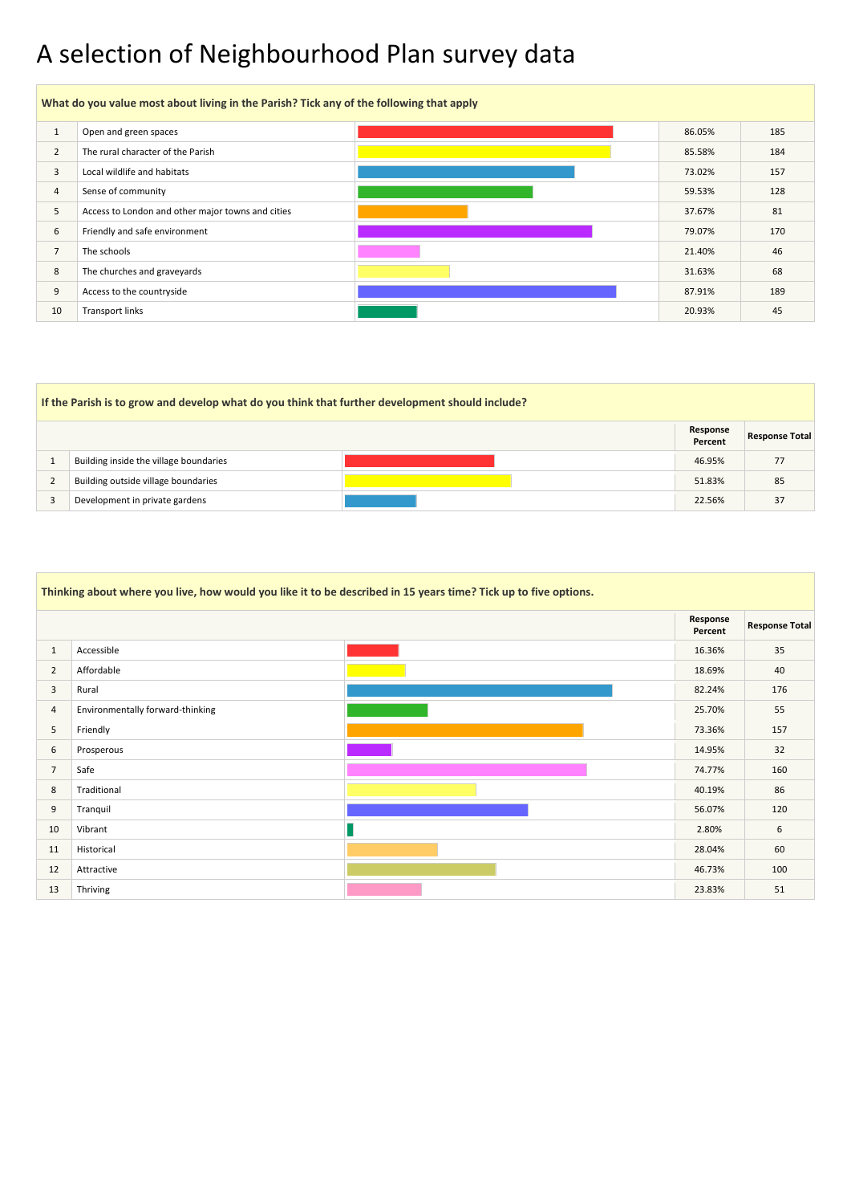# A selection of Neighbourhood Plan survey data

**What do you value most about living in the Parish? Tick any of the following that apply**

| | | Response Percent | Response Total |
|---|---|---|---|
| 1 | Open and green spaces | 86.05% | 185 |
| 2 | The rural character of the Parish | 85.58% | 184 |
| 3 | Local wildlife and habitats | 73.02% | 157 |
| 4 | Sense of community | 59.53% | 128 |
| 5 | Access to London and other major towns and cities | 37.67% | 81 |
| 6 | Friendly and safe environment | 79.07% | 170 |
| 7 | The schools | 21.40% | 46 |
| 8 | The churches and graveyards | 31.63% | 68 |
| 9 | Access to the countryside | 87.91% | 189 |
| 10 | Transport links | 20.93% | 45 |

**If the Parish is to grow and develop what do you think that further development should include?**

| | | Response Percent | Response Total |
|---|---|---|---|
| 1 | Building inside the village boundaries | 46.95% | 77 |
| 2 | Building outside village boundaries | 51.83% | 85 |
| 3 | Development in private gardens | 22.56% | 37 |

**Thinking about where you live, how would you like it to be described in 15 years time? Tick up to five options.**

| | | Response Percent | Response Total |
|---|---|---|---|
| 1 | Accessible | 16.36% | 35 |
| 2 | Affordable | 18.69% | 40 |
| 3 | Rural | 82.24% | 176 |
| 4 | Environmentally forward-thinking | 25.70% | 55 |
| 5 | Friendly | 73.36% | 157 |
| 6 | Prosperous | 14.95% | 32 |
| 7 | Safe | 74.77% | 160 |
| 8 | Traditional | 40.19% | 86 |
| 9 | Tranquil | 56.07% | 120 |
| 10 | Vibrant | 2.80% | 6 |
| 11 | Historical | 28.04% | 60 |
| 12 | Attractive | 46.73% | 100 |
| 13 | Thriving | 23.83% | 51 |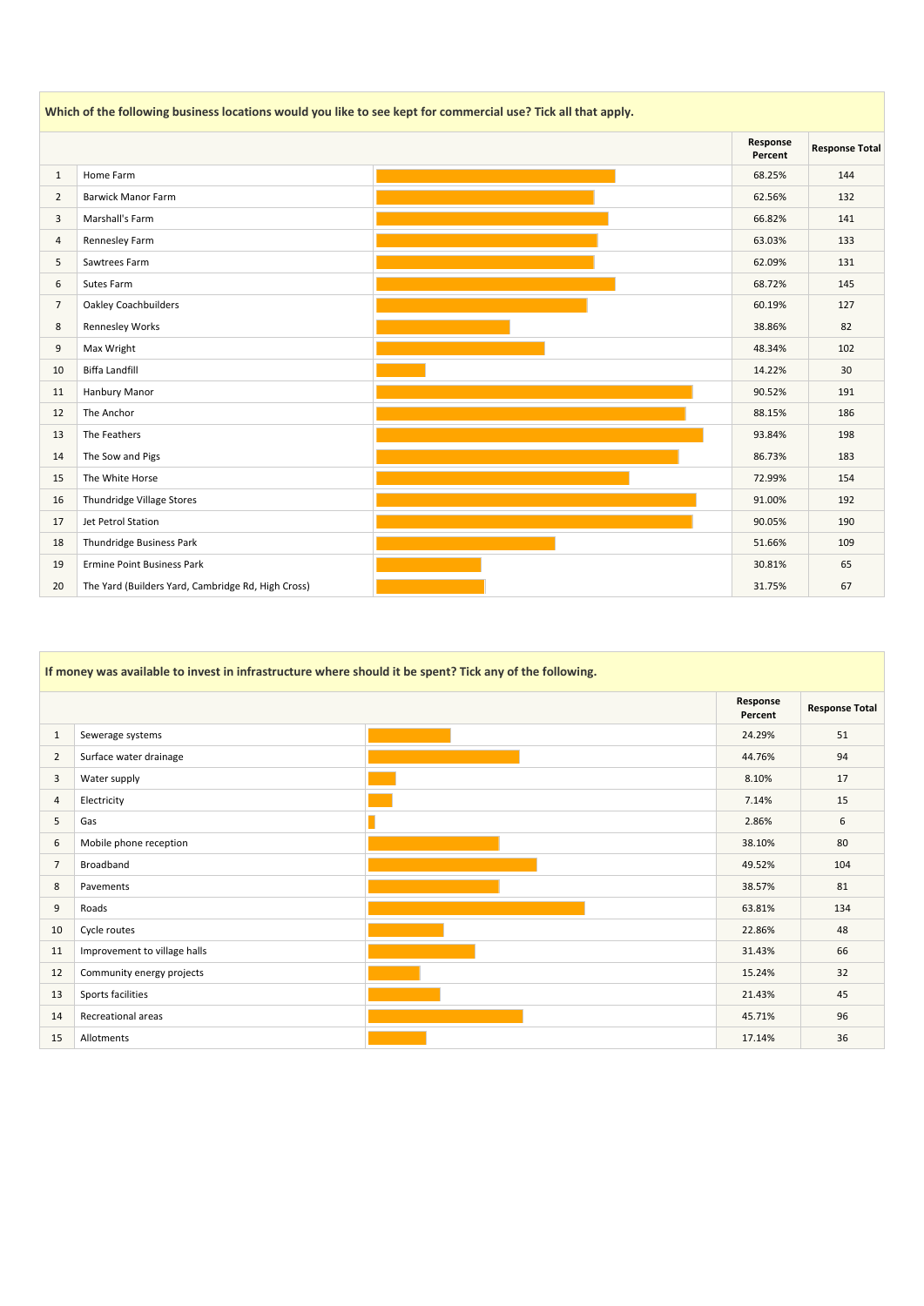**Which of the following business locations would you like to see kept for commercial use? Tick all that apply.**

| | | | Response Percent | Response Total |
|---|---|---|---|---|
| 1 | Home Farm | | 68.25% | 144 |
| 2 | Barwick Manor Farm | | 62.56% | 132 |
| 3 | Marshall's Farm | | 66.82% | 141 |
| 4 | Rennesley Farm | | 63.03% | 133 |
| 5 | Sawtrees Farm | | 62.09% | 131 |
| 6 | Sutes Farm | | 68.72% | 145 |
| 7 | Oakley Coachbuilders | | 60.19% | 127 |
| 8 | Rennesley Works | | 38.86% | 82 |
| 9 | Max Wright | | 48.34% | 102 |
| 10 | Biffa Landfill | | 14.22% | 30 |
| 11 | Hanbury Manor | | 90.52% | 191 |
| 12 | The Anchor | | 88.15% | 186 |
| 13 | The Feathers | | 93.84% | 198 |
| 14 | The Sow and Pigs | | 86.73% | 183 |
| 15 | The White Horse | | 72.99% | 154 |
| 16 | Thundridge Village Stores | | 91.00% | 192 |
| 17 | Jet Petrol Station | | 90.05% | 190 |
| 18 | Thundridge Business Park | | 51.66% | 109 |
| 19 | Ermine Point Business Park | | 30.81% | 65 |
| 20 | The Yard (Builders Yard, Cambridge Rd, High Cross) | | 31.75% | 67 |

**If money was available to invest in infrastructure where should it be spent? Tick any of the following.**

| | | | Response Percent | Response Total |
|---|---|---|---|---|
| 1 | Sewerage systems | | 24.29% | 51 |
| 2 | Surface water drainage | | 44.76% | 94 |
| 3 | Water supply | | 8.10% | 17 |
| 4 | Electricity | | 7.14% | 15 |
| 5 | Gas | | 2.86% | 6 |
| 6 | Mobile phone reception | | 38.10% | 80 |
| 7 | Broadband | | 49.52% | 104 |
| 8 | Pavements | | 38.57% | 81 |
| 9 | Roads | | 63.81% | 134 |
| 10 | Cycle routes | | 22.86% | 48 |
| 11 | Improvement to village halls | | 31.43% | 66 |
| 12 | Community energy projects | | 15.24% | 32 |
| 13 | Sports facilities | | 21.43% | 45 |
| 14 | Recreational areas | | 45.71% | 96 |
| 15 | Allotments | | 17.14% | 36 |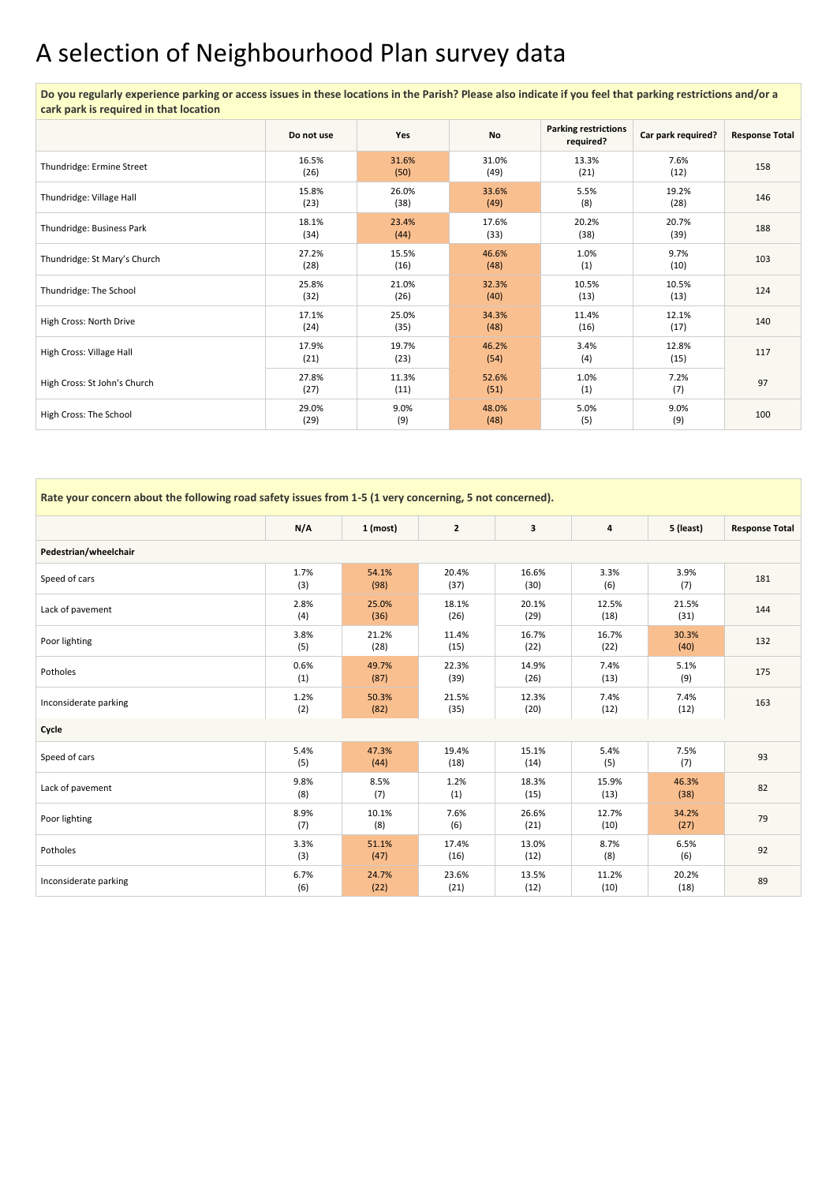# A selection of Neighbourhood Plan survey data

| Do you regularly experience parking or access issues in these locations in the Parish? Please also indicate if you feel that parking restrictions and/or a cark park is required in that location | | | | | | |
|---|---|---|---|---|---|---|
| | **Do not use** | **Yes** | **No** | **Parking restrictions required?** | **Car park required?** | **Response Total** |
| Thundridge: Ermine Street | 16.5% (26) | 31.6% (50) | 31.0% (49) | 13.3% (21) | 7.6% (12) | 158 |
| Thundridge: Village Hall | 15.8% (23) | 26.0% (38) | 33.6% (49) | 5.5% (8) | 19.2% (28) | 146 |
| Thundridge: Business Park | 18.1% (34) | 23.4% (44) | 17.6% (33) | 20.2% (38) | 20.7% (39) | 188 |
| Thundridge: St Mary's Church | 27.2% (28) | 15.5% (16) | 46.6% (48) | 1.0% (1) | 9.7% (10) | 103 |
| Thundridge: The School | 25.8% (32) | 21.0% (26) | 32.3% (40) | 10.5% (13) | 10.5% (13) | 124 |
| High Cross: North Drive | 17.1% (24) | 25.0% (35) | 34.3% (48) | 11.4% (16) | 12.1% (17) | 140 |
| High Cross: Village Hall | 17.9% (21) | 19.7% (23) | 46.2% (54) | 3.4% (4) | 12.8% (15) | 117 |
| High Cross: St John's Church | 27.8% (27) | 11.3% (11) | 52.6% (51) | 1.0% (1) | 7.2% (7) | 97 |
| High Cross: The School | 29.0% (29) | 9.0% (9) | 48.0% (48) | 5.0% (5) | 9.0% (9) | 100 |

| Rate your concern about the following road safety issues from 1-5 (1 very concerning, 5 not concerned). | | | | | | | |
|---|---|---|---|---|---|---|---|
| | **N/A** | **1 (most)** | **2** | **3** | **4** | **5 (least)** | **Response Total** |
| **Pedestrian/wheelchair** | | | | | | | |
| Speed of cars | 1.7% (3) | 54.1% (98) | 20.4% (37) | 16.6% (30) | 3.3% (6) | 3.9% (7) | 181 |
| Lack of pavement | 2.8% (4) | 25.0% (36) | 18.1% (26) | 20.1% (29) | 12.5% (18) | 21.5% (31) | 144 |
| Poor lighting | 3.8% (5) | 21.2% (28) | 11.4% (15) | 16.7% (22) | 16.7% (22) | 30.3% (40) | 132 |
| Potholes | 0.6% (1) | 49.7% (87) | 22.3% (39) | 14.9% (26) | 7.4% (13) | 5.1% (9) | 175 |
| Inconsiderate parking | 1.2% (2) | 50.3% (82) | 21.5% (35) | 12.3% (20) | 7.4% (12) | 7.4% (12) | 163 |
| **Cycle** | | | | | | | |
| Speed of cars | 5.4% (5) | 47.3% (44) | 19.4% (18) | 15.1% (14) | 5.4% (5) | 7.5% (7) | 93 |
| Lack of pavement | 9.8% (8) | 8.5% (7) | 1.2% (1) | 18.3% (15) | 15.9% (13) | 46.3% (38) | 82 |
| Poor lighting | 8.9% (7) | 10.1% (8) | 7.6% (6) | 26.6% (21) | 12.7% (10) | 34.2% (27) | 79 |
| Potholes | 3.3% (3) | 51.1% (47) | 17.4% (16) | 13.0% (12) | 8.7% (8) | 6.5% (6) | 92 |
| Inconsiderate parking | 6.7% (6) | 24.7% (22) | 23.6% (21) | 13.5% (12) | 11.2% (10) | 20.2% (18) | 89 |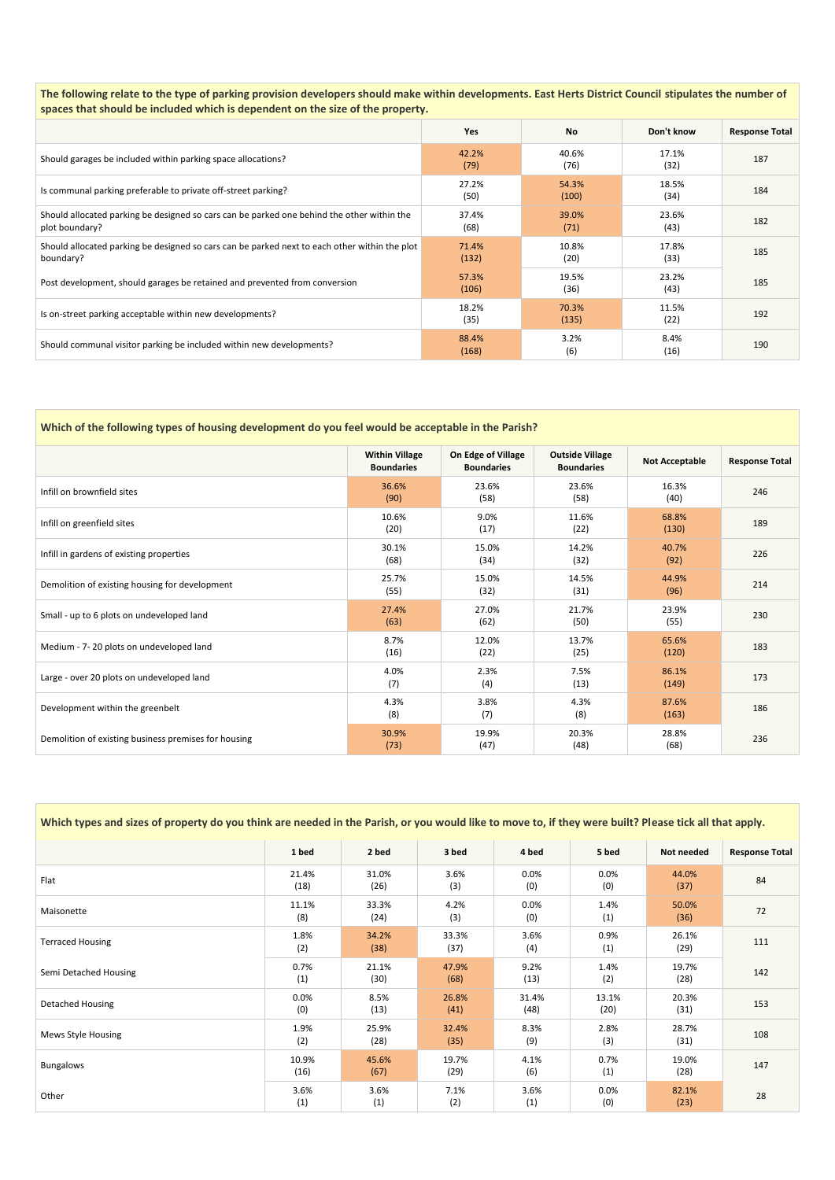| The following relate to the type of parking provision developers should make within developments. East Herts District Council stipulates the number of spaces that should be included which is dependent on the size of the property. | Yes | No | Don't know | Response Total |
|---|---|---|---|---|
| Should garages be included within parking space allocations? | 42.2% (79) | 40.6% (76) | 17.1% (32) | 187 |
| Is communal parking preferable to private off-street parking? | 27.2% (50) | 54.3% (100) | 18.5% (34) | 184 |
| Should allocated parking be designed so cars can be parked one behind the other within the plot boundary? | 37.4% (68) | 39.0% (71) | 23.6% (43) | 182 |
| Should allocated parking be designed so cars can be parked next to each other within the plot boundary? | 71.4% (132) | 10.8% (20) | 17.8% (33) | 185 |
| Post development, should garages be retained and prevented from conversion | 57.3% (106) | 19.5% (36) | 23.2% (43) | 185 |
| Is on-street parking acceptable within new developments? | 18.2% (35) | 70.3% (135) | 11.5% (22) | 192 |
| Should communal visitor parking be included within new developments? | 88.4% (168) | 3.2% (6) | 8.4% (16) | 190 |

| Which of the following types of housing development do you feel would be acceptable in the Parish? | Within Village Boundaries | On Edge of Village Boundaries | Outside Village Boundaries | Not Acceptable | Response Total |
|---|---|---|---|---|---|
| Infill on brownfield sites | 36.6% (90) | 23.6% (58) | 23.6% (58) | 16.3% (40) | 246 |
| Infill on greenfield sites | 10.6% (20) | 9.0% (17) | 11.6% (22) | 68.8% (130) | 189 |
| Infill in gardens of existing properties | 30.1% (68) | 15.0% (34) | 14.2% (32) | 40.7% (92) | 226 |
| Demolition of existing housing for development | 25.7% (55) | 15.0% (32) | 14.5% (31) | 44.9% (96) | 214 |
| Small - up to 6 plots on undeveloped land | 27.4% (63) | 27.0% (62) | 21.7% (50) | 23.9% (55) | 230 |
| Medium - 7- 20 plots on undeveloped land | 8.7% (16) | 12.0% (22) | 13.7% (25) | 65.6% (120) | 183 |
| Large - over 20 plots on undeveloped land | 4.0% (7) | 2.3% (4) | 7.5% (13) | 86.1% (149) | 173 |
| Development within the greenbelt | 4.3% (8) | 3.8% (7) | 4.3% (8) | 87.6% (163) | 186 |
| Demolition of existing business premises for housing | 30.9% (73) | 19.9% (47) | 20.3% (48) | 28.8% (68) | 236 |

| Which types and sizes of property do you think are needed in the Parish, or you would like to move to, if they were built? Please tick all that apply. | 1 bed | 2 bed | 3 bed | 4 bed | 5 bed | Not needed | Response Total |
|---|---|---|---|---|---|---|---|
| Flat | 21.4% (18) | 31.0% (26) | 3.6% (3) | 0.0% (0) | 0.0% (0) | 44.0% (37) | 84 |
| Maisonette | 11.1% (8) | 33.3% (24) | 4.2% (3) | 0.0% (0) | 1.4% (1) | 50.0% (36) | 72 |
| Terraced Housing | 1.8% (2) | 34.2% (38) | 33.3% (37) | 3.6% (4) | 0.9% (1) | 26.1% (29) | 111 |
| Semi Detached Housing | 0.7% (1) | 21.1% (30) | 47.9% (68) | 9.2% (13) | 1.4% (2) | 19.7% (28) | 142 |
| Detached Housing | 0.0% (0) | 8.5% (13) | 26.8% (41) | 31.4% (48) | 13.1% (20) | 20.3% (31) | 153 |
| Mews Style Housing | 1.9% (2) | 25.9% (28) | 32.4% (35) | 8.3% (9) | 2.8% (3) | 28.7% (31) | 108 |
| Bungalows | 10.9% (16) | 45.6% (67) | 19.7% (29) | 4.1% (6) | 0.7% (1) | 19.0% (28) | 147 |
| Other | 3.6% (1) | 3.6% (1) | 7.1% (2) | 3.6% (1) | 0.0% (0) | 82.1% (23) | 28 |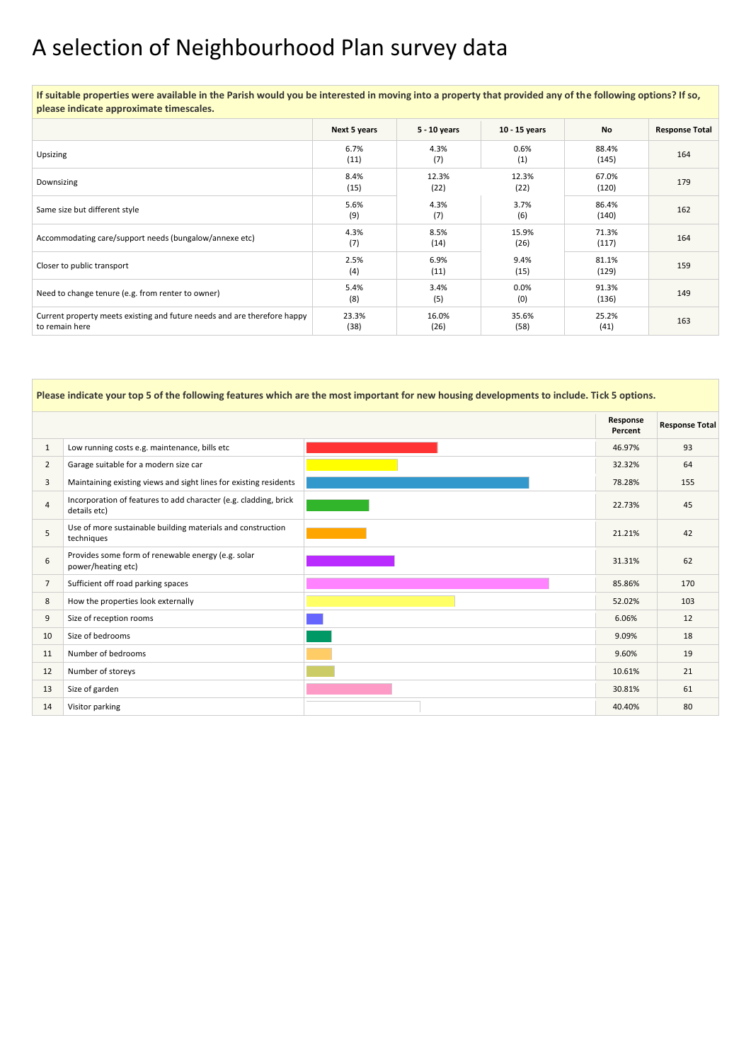# A selection of Neighbourhood Plan survey data

| If suitable properties were available in the Parish would you be interested in moving into a property that provided any of the following options? If so, please indicate approximate timescales. | | | | | |
|---|---|---|---|---|---|
| | **Next 5 years** | **5 - 10 years** | **10 - 15 years** | **No** | **Response Total** |
| Upsizing | 6.7% (11) | 4.3% (7) | 0.6% (1) | 88.4% (145) | 164 |
| Downsizing | 8.4% (15) | 12.3% (22) | 12.3% (22) | 67.0% (120) | 179 |
| Same size but different style | 5.6% (9) | 4.3% (7) | 3.7% (6) | 86.4% (140) | 162 |
| Accommodating care/support needs (bungalow/annexe etc) | 4.3% (7) | 8.5% (14) | 15.9% (26) | 71.3% (117) | 164 |
| Closer to public transport | 2.5% (4) | 6.9% (11) | 9.4% (15) | 81.1% (129) | 159 |
| Need to change tenure (e.g. from renter to owner) | 5.4% (8) | 3.4% (5) | 0.0% (0) | 91.3% (136) | 149 |
| Current property meets existing and future needs and are therefore happy to remain here | 23.3% (38) | 16.0% (26) | 35.6% (58) | 25.2% (41) | 163 |

| Please indicate your top 5 of the following features which are the most important for new housing developments to include. Tick 5 options. | | | |
|---|---|---|---|
| | | **Response Percent** | **Response Total** |
| 1 | Low running costs e.g. maintenance, bills etc | 46.97% | 93 |
| 2 | Garage suitable for a modern size car | 32.32% | 64 |
| 3 | Maintaining existing views and sight lines for existing residents | 78.28% | 155 |
| 4 | Incorporation of features to add character (e.g. cladding, brick details etc) | 22.73% | 45 |
| 5 | Use of more sustainable building materials and construction techniques | 21.21% | 42 |
| 6 | Provides some form of renewable energy (e.g. solar power/heating etc) | 31.31% | 62 |
| 7 | Sufficient off road parking spaces | 85.86% | 170 |
| 8 | How the properties look externally | 52.02% | 103 |
| 9 | Size of reception rooms | 6.06% | 12 |
| 10 | Size of bedrooms | 9.09% | 18 |
| 11 | Number of bedrooms | 9.60% | 19 |
| 12 | Number of storeys | 10.61% | 21 |
| 13 | Size of garden | 30.81% | 61 |
| 14 | Visitor parking | 40.40% | 80 |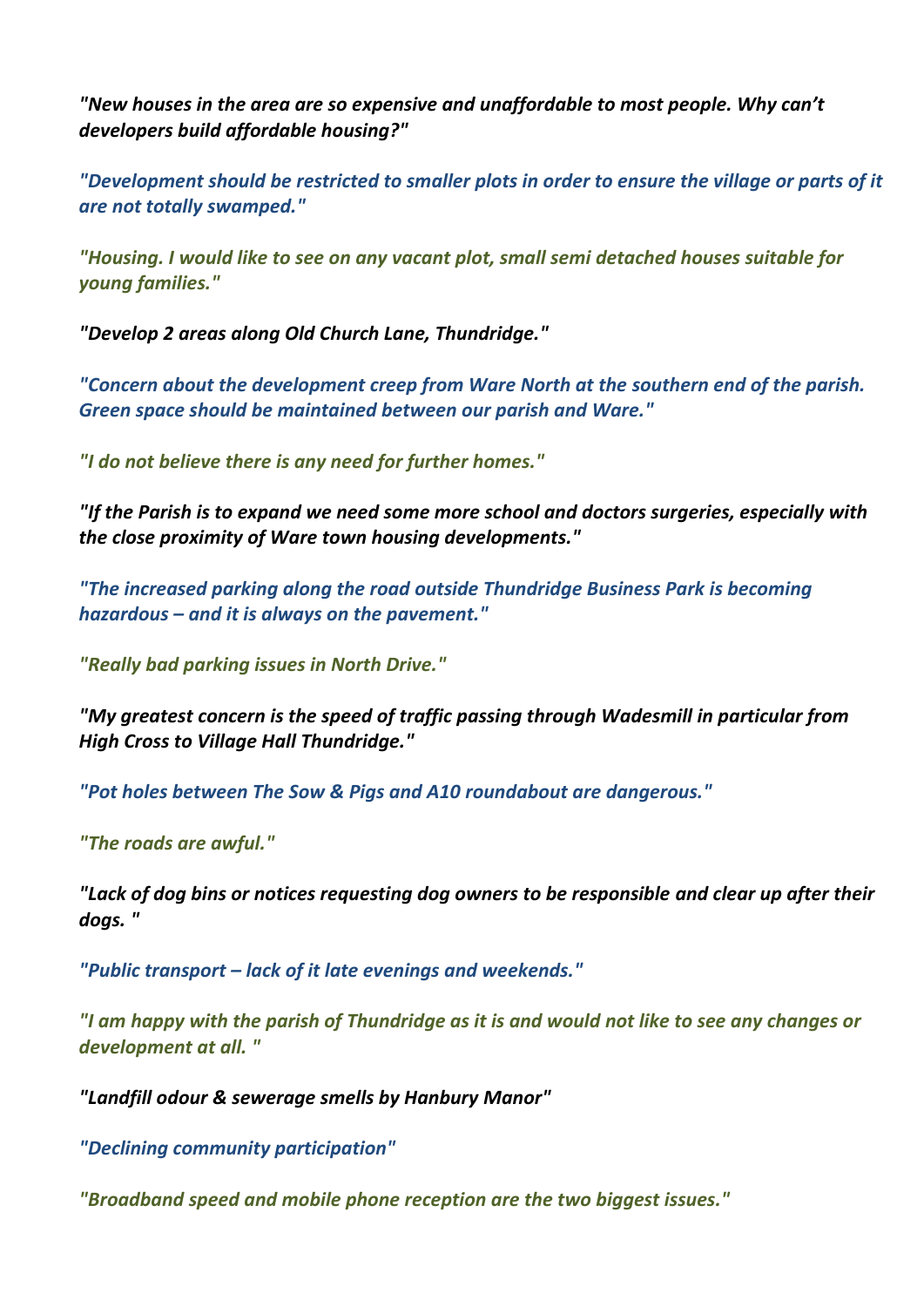*"New houses in the area are so expensive and unaffordable to most people. Why can't developers build affordable housing?"*

*"Development should be restricted to smaller plots in order to ensure the village or parts of it are not totally swamped."*

*"Housing. I would like to see on any vacant plot, small semi detached houses suitable for young families."*

*"Develop 2 areas along Old Church Lane, Thundridge."*

*"Concern about the development creep from Ware North at the southern end of the parish. Green space should be maintained between our parish and Ware."*

*"I do not believe there is any need for further homes."*

*"If the Parish is to expand we need some more school and doctors surgeries, especially with the close proximity of Ware town housing developments."*

*"The increased parking along the road outside Thundridge Business Park is becoming hazardous – and it is always on the pavement."*

*"Really bad parking issues in North Drive."*

*"My greatest concern is the speed of traffic passing through Wadesmill in particular from High Cross to Village Hall Thundridge."*

*"Pot holes between The Sow & Pigs and A10 roundabout are dangerous."*

*"The roads are awful."*

*"Lack of dog bins or notices requesting dog owners to be responsible and clear up after their dogs. "*

*"Public transport – lack of it late evenings and weekends."*

*"I am happy with the parish of Thundridge as it is and would not like to see any changes or development at all. "*

*"Landfill odour & sewerage smells by Hanbury Manor"*

*"Declining community participation"*

*"Broadband speed and mobile phone reception are the two biggest issues."*